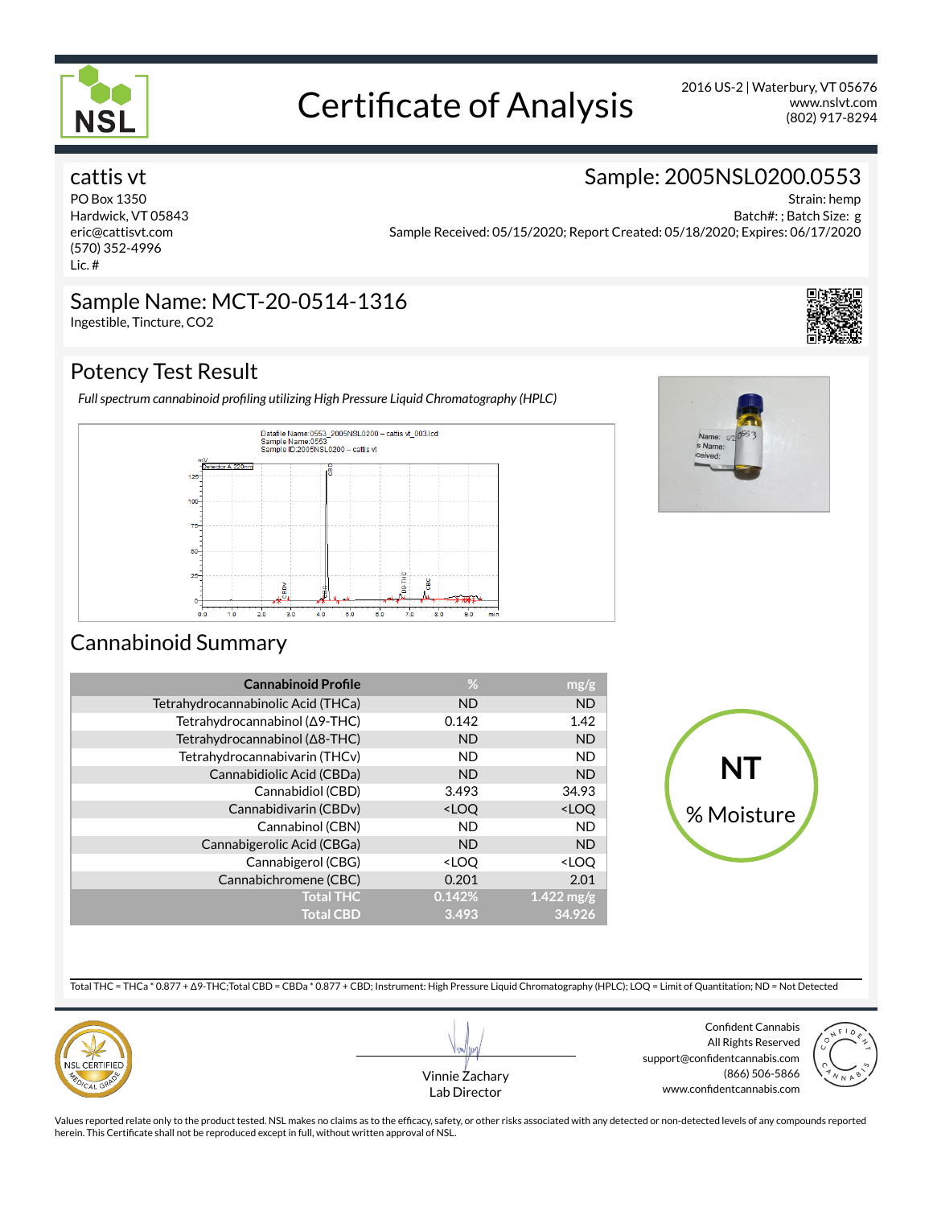# Certificate of Analysis

NSL

2016 US-2 | Waterbury, VT 05676
www.nslvt.com
(802) 917-8294

## cattis vt

PO Box 1350
Hardwick, VT 05843
eric@cattisvt.com
(570) 352-4996
Lic. #

## Sample: 2005NSL0200.0553

Strain: hemp
Batch#: ; Batch Size: g
Sample Received: 05/15/2020; Report Created: 05/18/2020; Expires: 06/17/2020

## Sample Name: MCT-20-0514-1316

Ingestible, Tincture, CO2

## Potency Test Result

*Full spectrum cannabinoid profiling utilizing High Pressure Liquid Chromatography (HPLC)*

## Cannabinoid Summary

| Cannabinoid Profile | % | mg/g |
|---|---|---|
| Tetrahydrocannabinolic Acid (THCa) | ND | ND |
| Tetrahydrocannabinol (Δ9-THC) | 0.142 | 1.42 |
| Tetrahydrocannabinol (Δ8-THC) | ND | ND |
| Tetrahydrocannabivarin (THCv) | ND | ND |
| Cannabidiolic Acid (CBDa) | ND | ND |
| Cannabidiol (CBD) | 3.493 | 34.93 |
| Cannabidivarin (CBDv) | <LOQ | <LOQ |
| Cannabinol (CBN) | ND | ND |
| Cannabigerolic Acid (CBGa) | ND | ND |
| Cannabigerol (CBG) | <LOQ | <LOQ |
| Cannabichromene (CBC) | 0.201 | 2.01 |
| **Total THC** | **0.142%** | **1.422 mg/g** |
| **Total CBD** | **3.493** | **34.926** |

**NT**
% Moisture

Total THC = THCa * 0.877 + Δ9-THC;Total CBD = CBDa * 0.877 + CBD; Instrument: High Pressure Liquid Chromatography (HPLC); LOQ = Limit of Quantitation; ND = Not Detected

NSL CERTIFIED MEDICAL GRADE

Vinnie Zachary
Lab Director

Confident Cannabis
All Rights Reserved
support@confidentcannabis.com
(866) 506-5866
www.confidentcannabis.com

Values reported relate only to the product tested. NSL makes no claims as to the efficacy, safety, or other risks associated with any detected or non-detected levels of any compounds reported herein. This Certificate shall not be reproduced except in full, without written approval of NSL.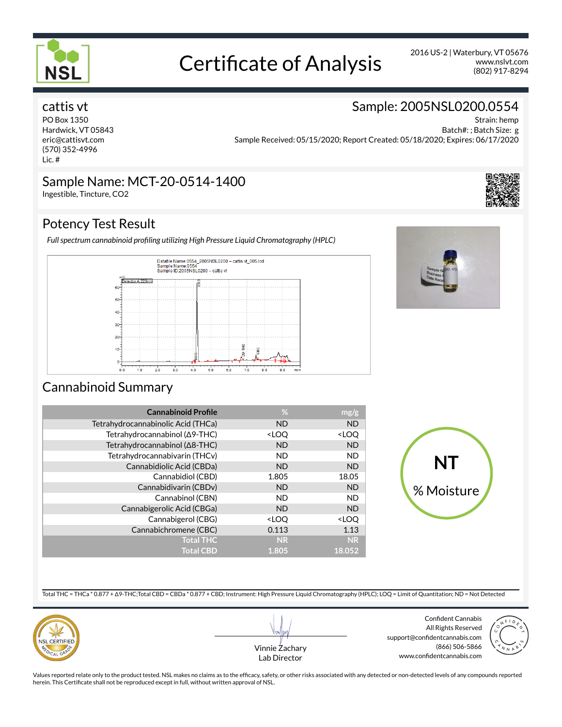# Certificate of Analysis

2016 US-2 | Waterbury, VT 05676
www.nslvt.com
(802) 917-8294

## cattis vt

PO Box 1350
Hardwick, VT 05843
eric@cattisvt.com
(570) 352-4996
Lic. #

## Sample: 2005NSL0200.0554

Strain: hemp
Batch#: ; Batch Size: g
Sample Received: 05/15/2020; Report Created: 05/18/2020; Expires: 06/17/2020

## Sample Name: MCT-20-0514-1400

Ingestible, Tincture, CO2

## Potency Test Result

*Full spectrum cannabinoid profiling utilizing High Pressure Liquid Chromatography (HPLC)*

## Cannabinoid Summary

| Cannabinoid Profile | % | mg/g |
|---:|---:|---:|
| Tetrahydrocannabinolic Acid (THCa) | ND | ND |
| Tetrahydrocannabinol (Δ9-THC) | <LOQ | <LOQ |
| Tetrahydrocannabinol (Δ8-THC) | ND | ND |
| Tetrahydrocannabivarin (THCv) | ND | ND |
| Cannabidiolic Acid (CBDa) | ND | ND |
| Cannabidiol (CBD) | 1.805 | 18.05 |
| Cannabidivarin (CBDv) | ND | ND |
| Cannabinol (CBN) | ND | ND |
| Cannabigerolic Acid (CBGa) | ND | ND |
| Cannabigerol (CBG) | <LOQ | <LOQ |
| Cannabichromene (CBC) | 0.113 | 1.13 |
| **Total THC** | **NR** | **NR** |
| **Total CBD** | **1.805** | **18.052** |

**NT**
% Moisture

Total THC = THCa * 0.877 + Δ9-THC;Total CBD = CBDa * 0.877 + CBD; Instrument: High Pressure Liquid Chromatography (HPLC); LOQ = Limit of Quantitation; ND = Not Detected

Vinnie Zachary
Lab Director

Confident Cannabis
All Rights Reserved
support@confidentcannabis.com
(866) 506-5866
www.confidentcannabis.com

Values reported relate only to the product tested. NSL makes no claims as to the efficacy, safety, or other risks associated with any detected or non-detected levels of any compounds reported herein. This Certificate shall not be reproduced except in full, without written approval of NSL.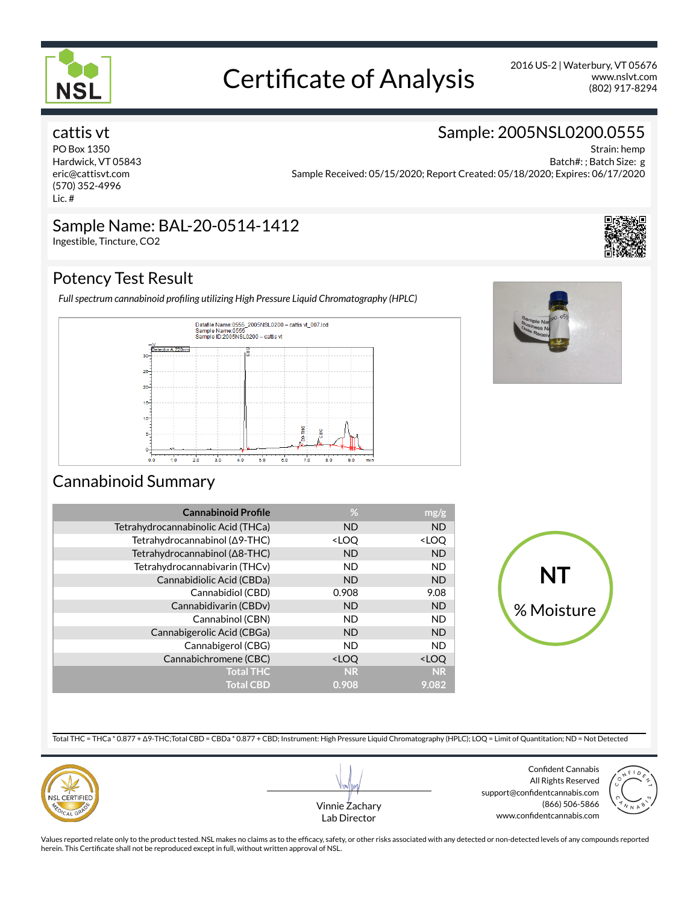# Certificate of Analysis

2016 US-2 | Waterbury, VT 05676
www.nslvt.com
(802) 917-8294

## cattis vt

PO Box 1350
Hardwick, VT 05843
eric@cattisvt.com
(570) 352-4996
Lic. #

## Sample: 2005NSL0200.0555

Strain: hemp
Batch#: ; Batch Size: g
Sample Received: 05/15/2020; Report Created: 05/18/2020; Expires: 06/17/2020

## Sample Name: BAL-20-0514-1412

Ingestible, Tincture, CO2

## Potency Test Result

*Full spectrum cannabinoid profiling utilizing High Pressure Liquid Chromatography (HPLC)*

## Cannabinoid Summary

| Cannabinoid Profile | % | mg/g |
|---|---|---|
| Tetrahydrocannabinolic Acid (THCa) | ND | ND |
| Tetrahydrocannabinol (Δ9-THC) | <LOQ | <LOQ |
| Tetrahydrocannabinol (Δ8-THC) | ND | ND |
| Tetrahydrocannabivarin (THCv) | ND | ND |
| Cannabidiolic Acid (CBDa) | ND | ND |
| Cannabidiol (CBD) | 0.908 | 9.08 |
| Cannabidivarin (CBDv) | ND | ND |
| Cannabinol (CBN) | ND | ND |
| Cannabigerolic Acid (CBGa) | ND | ND |
| Cannabigerol (CBG) | ND | ND |
| Cannabichromene (CBC) | <LOQ | <LOQ |
| **Total THC** | **NR** | **NR** |
| **Total CBD** | **0.908** | **9.082** |

**NT**
% Moisture

Total THC = THCa * 0.877 + Δ9-THC;Total CBD = CBDa * 0.877 + CBD; Instrument: High Pressure Liquid Chromatography (HPLC); LOQ = Limit of Quantitation; ND = Not Detected

Vinnie Zachary
Lab Director

Confident Cannabis
All Rights Reserved
support@confidentcannabis.com
(866) 506-5866
www.confidentcannabis.com

Values reported relate only to the product tested. NSL makes no claims as to the efficacy, safety, or other risks associated with any detected or non-detected levels of any compounds reported herein. This Certificate shall not be reproduced except in full, without written approval of NSL.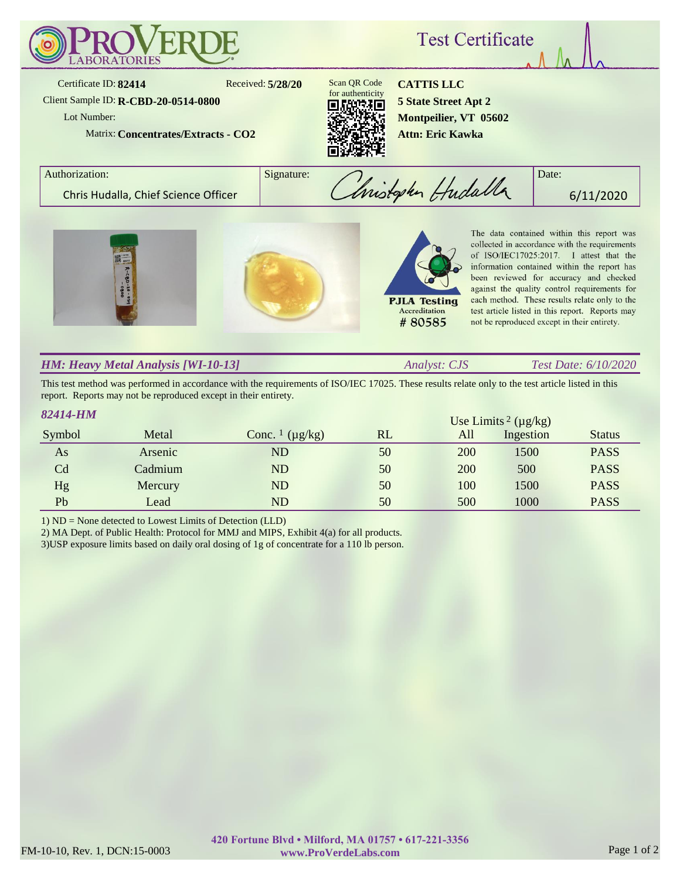# ProVerde Laboratories

## Test Certificate

Certificate ID: **82414** Received: **5/28/20**

Client Sample ID: **R-CBD-20-0514-0800**

Lot Number:

Matrix: **Concentrates/Extracts - CO2**

Scan QR Code for authenticity

**CATTIS LLC**
**5 State Street Apt 2**
**Montpeilier, VT 05602**
**Attn: Eric Kawka**

| Authorization: | Signature: | Date: |
|---|---|---|
| Chris Hudalla, Chief Science Officer | Christopher Hudalla | 6/11/2020 |

PJLA Testing Accreditation # 80585

The data contained within this report was collected in accordance with the requirements of ISO/IEC17025:2017. I attest that the information contained within the report has been reviewed for accuracy and checked against the quality control requirements for each method. These results relate only to the test article listed in this report. Reports may not be reproduced except in their entirety.

### *HM: Heavy Metal Analysis [WI-10-13]* — *Analyst: CJS* — *Test Date: 6/10/2020*

This test method was performed in accordance with the requirements of ISO/IEC 17025. These results relate only to the test article listed in this report. Reports may not be reproduced except in their entirety.

***82414-HM***

| Symbol | Metal | Conc. [1] (µg/kg) | RL | Use Limits [2] (µg/kg) All | Use Limits [2] (µg/kg) Ingestion | Status |
|---|---|---|---|---|---|---|
| As | Arsenic | ND | 50 | 200 | 1500 | PASS |
| Cd | Cadmium | ND | 50 | 200 | 500 | PASS |
| Hg | Mercury | ND | 50 | 100 | 1500 | PASS |
| Pb | Lead | ND | 50 | 500 | 1000 | PASS |

1) ND = None detected to Lowest Limits of Detection (LLD)
2) MA Dept. of Public Health: Protocol for MMJ and MIPS, Exhibit 4(a) for all products.
3)USP exposure limits based on daily oral dosing of 1g of concentrate for a 110 lb person.

FM-10-10, Rev. 1, DCN:15-0003

420 Fortune Blvd • Milford, MA 01757 • 617-221-3356
www.ProVerdeLabs.com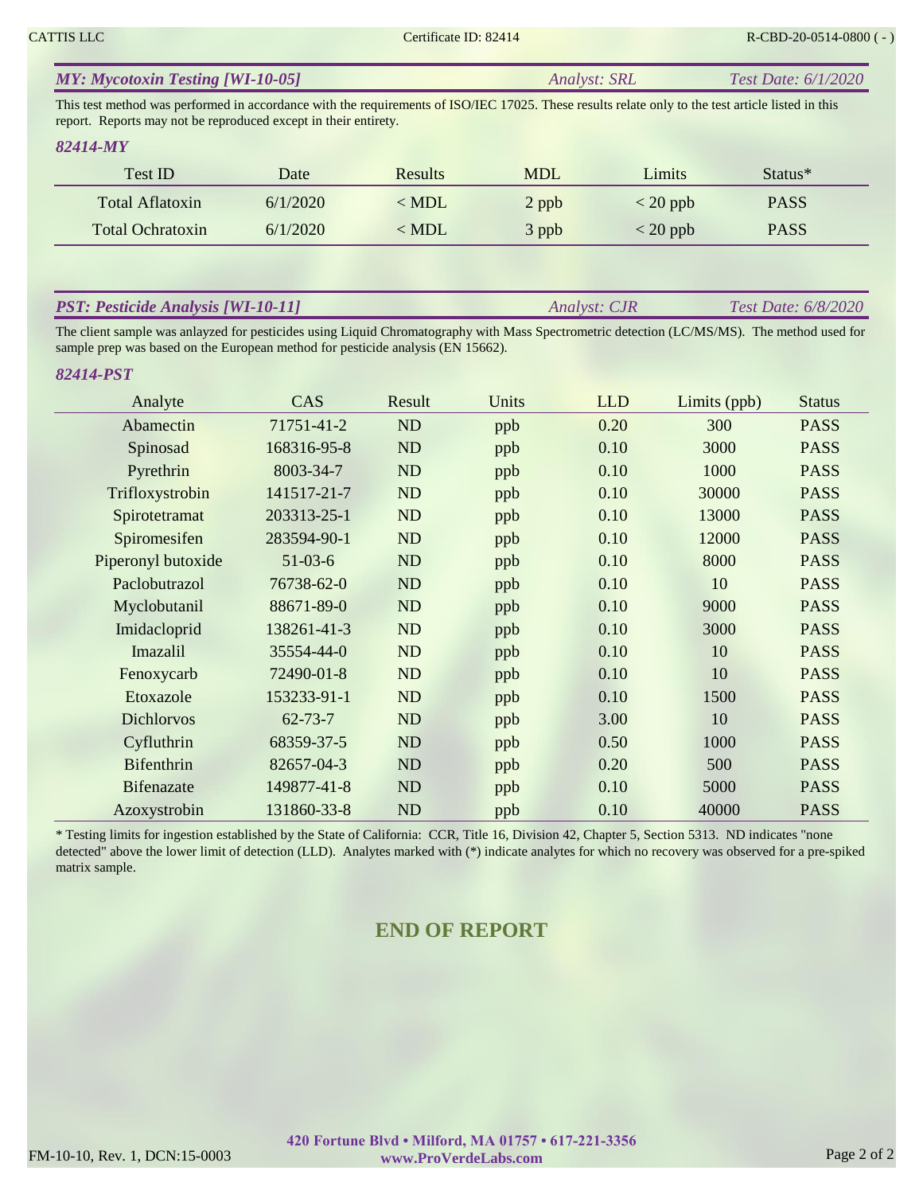## MY: Mycotoxin Testing [WI-10-05]

*Analyst: SRL* *Test Date: 6/1/2020*

This test method was performed in accordance with the requirements of ISO/IEC 17025. These results relate only to the test article listed in this report. Reports may not be reproduced except in their entirety.

### 82414-MY

| Test ID | Date | Results | MDL | Limits | Status* |
|---|---|---|---|---|---|
| Total Aflatoxin | 6/1/2020 | < MDL | 2 ppb | < 20 ppb | PASS |
| Total Ochratoxin | 6/1/2020 | < MDL | 3 ppb | < 20 ppb | PASS |

## PST: Pesticide Analysis [WI-10-11]

*Analyst: CJR* *Test Date: 6/8/2020*

The client sample was anlayzed for pesticides using Liquid Chromatography with Mass Spectrometric detection (LC/MS/MS). The method used for sample prep was based on the European method for pesticide analysis (EN 15662).

### 82414-PST

| Analyte | CAS | Result | Units | LLD | Limits (ppb) | Status |
|---|---|---|---|---|---|---|
| Abamectin | 71751-41-2 | ND | ppb | 0.20 | 300 | PASS |
| Spinosad | 168316-95-8 | ND | ppb | 0.10 | 3000 | PASS |
| Pyrethrin | 8003-34-7 | ND | ppb | 0.10 | 1000 | PASS |
| Trifloxystrobin | 141517-21-7 | ND | ppb | 0.10 | 30000 | PASS |
| Spirotetramat | 203313-25-1 | ND | ppb | 0.10 | 13000 | PASS |
| Spiromesifen | 283594-90-1 | ND | ppb | 0.10 | 12000 | PASS |
| Piperonyl butoxide | 51-03-6 | ND | ppb | 0.10 | 8000 | PASS |
| Paclobutrazol | 76738-62-0 | ND | ppb | 0.10 | 10 | PASS |
| Myclobutanil | 88671-89-0 | ND | ppb | 0.10 | 9000 | PASS |
| Imidacloprid | 138261-41-3 | ND | ppb | 0.10 | 3000 | PASS |
| Imazalil | 35554-44-0 | ND | ppb | 0.10 | 10 | PASS |
| Fenoxycarb | 72490-01-8 | ND | ppb | 0.10 | 10 | PASS |
| Etoxazole | 153233-91-1 | ND | ppb | 0.10 | 1500 | PASS |
| Dichlorvos | 62-73-7 | ND | ppb | 3.00 | 10 | PASS |
| Cyfluthrin | 68359-37-5 | ND | ppb | 0.50 | 1000 | PASS |
| Bifenthrin | 82657-04-3 | ND | ppb | 0.20 | 500 | PASS |
| Bifenazate | 149877-41-8 | ND | ppb | 0.10 | 5000 | PASS |
| Azoxystrobin | 131860-33-8 | ND | ppb | 0.10 | 40000 | PASS |

* Testing limits for ingestion established by the State of California: CCR, Title 16, Division 42, Chapter 5, Section 5313. ND indicates "none detected" above the lower limit of detection (LLD). Analytes marked with (*) indicate analytes for which no recovery was observed for a pre-spiked matrix sample.

## END OF REPORT

420 Fortune Blvd • Milford, MA 01757 • 617-221-3356
www.ProVerdeLabs.com